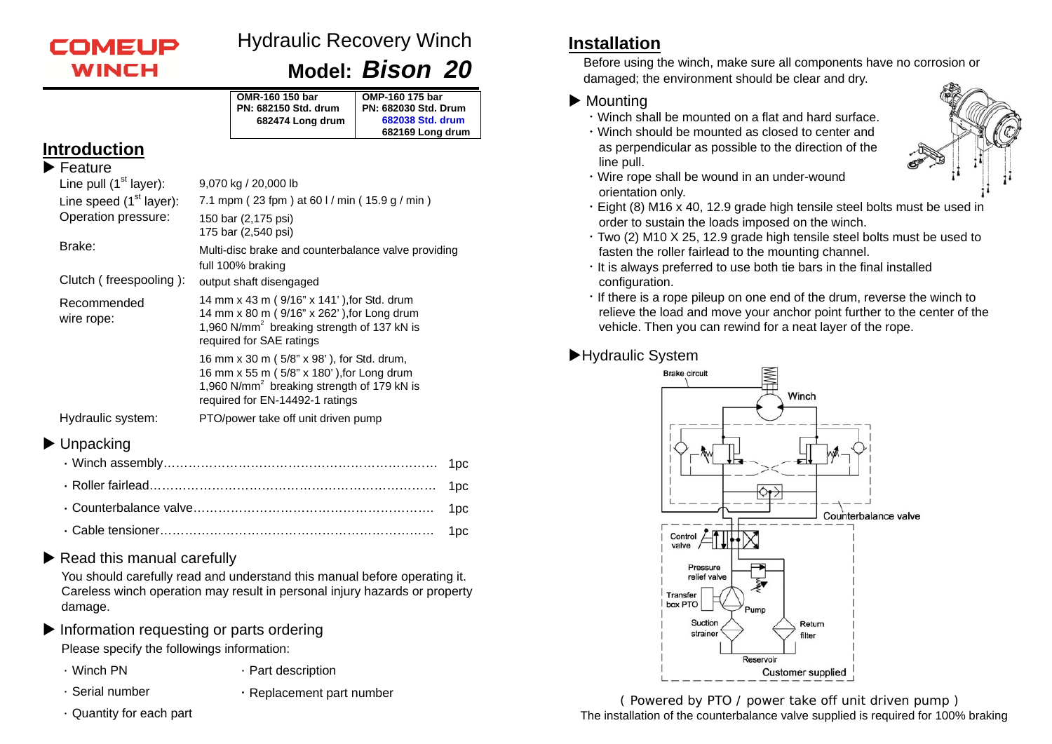# COMEUP WINCH

# Hydraulic Recovery Winch

## Model: *Bison 20*

| OMR-160 150 bar | OMP-160 175 bar |
|---|---|
| PN: 682150 Std. drum | PN: 682030 Std. Drum |
| 682474 Long drum | 682038 Std. drum |
| | 682169 Long drum |

## Introduction

### ▶ Feature

| | |
|---|---|
| Line pull (1st layer): | 9,070 kg / 20,000 lb |
| Line speed (1st layer): | 7.1 mpm ( 23 fpm ) at 60 l / min ( 15.9 g / min ) |
| Operation pressure: | 150 bar (2,175 psi)<br>175 bar (2,540 psi) |
| Brake: | Multi-disc brake and counterbalance valve providing full 100% braking |
| Clutch ( freespooling ): | output shaft disengaged |
| Recommended wire rope: | 14 mm x 43 m ( 9/16" x 141' ),for Std. drum<br>14 mm x 80 m ( 9/16" x 262' ),for Long drum<br>1,960 N/mm$^2$ breaking strength of 137 kN is required for SAE ratings<br><br>16 mm x 30 m ( 5/8" x 98' ), for Std. drum,<br>16 mm x 55 m ( 5/8" x 180' ),for Long drum<br>1,960 N/mm$^2$ breaking strength of 179 kN is required for EN-14492-1 ratings |
| Hydraulic system: | PTO/power take off unit driven pump |

### ▶ Unpacking

- Winch assembly………………………………………………………… 1pc
- Roller fairlead…………………………………………………………… 1pc
- Counterbalance valve…………………………………………………… 1pc
- Cable tensioner………………………………………………………… 1pc

### ▶ Read this manual carefully

You should carefully read and understand this manual before operating it. Careless winch operation may result in personal injury hazards or property damage.

### ▶ Information requesting or parts ordering

Please specify the followings information:

- Winch PN
- Part description
- Serial number
- Replacement part number
- Quantity for each part

## Installation

Before using the winch, make sure all components have no corrosion or damaged; the environment should be clear and dry.

### ▶ Mounting

- Winch shall be mounted on a flat and hard surface.
- Winch should be mounted as closed to center and as perpendicular as possible to the direction of the line pull.
- Wire rope shall be wound in an under-wound orientation only.
- Eight (8) M16 x 40, 12.9 grade high tensile steel bolts must be used in order to sustain the loads imposed on the winch.
- Two (2) M10 X 25, 12.9 grade high tensile steel bolts must be used to fasten the roller fairlead to the mounting channel.
- It is always preferred to use both tie bars in the final installed configuration.
- If there is a rope pileup on one end of the drum, reverse the winch to relieve the load and move your anchor point further to the center of the vehicle. Then you can rewind for a neat layer of the rope.

### ▶ Hydraulic System

( Powered by PTO / power take off unit driven pump )

The installation of the counterbalance valve supplied is required for 100% braking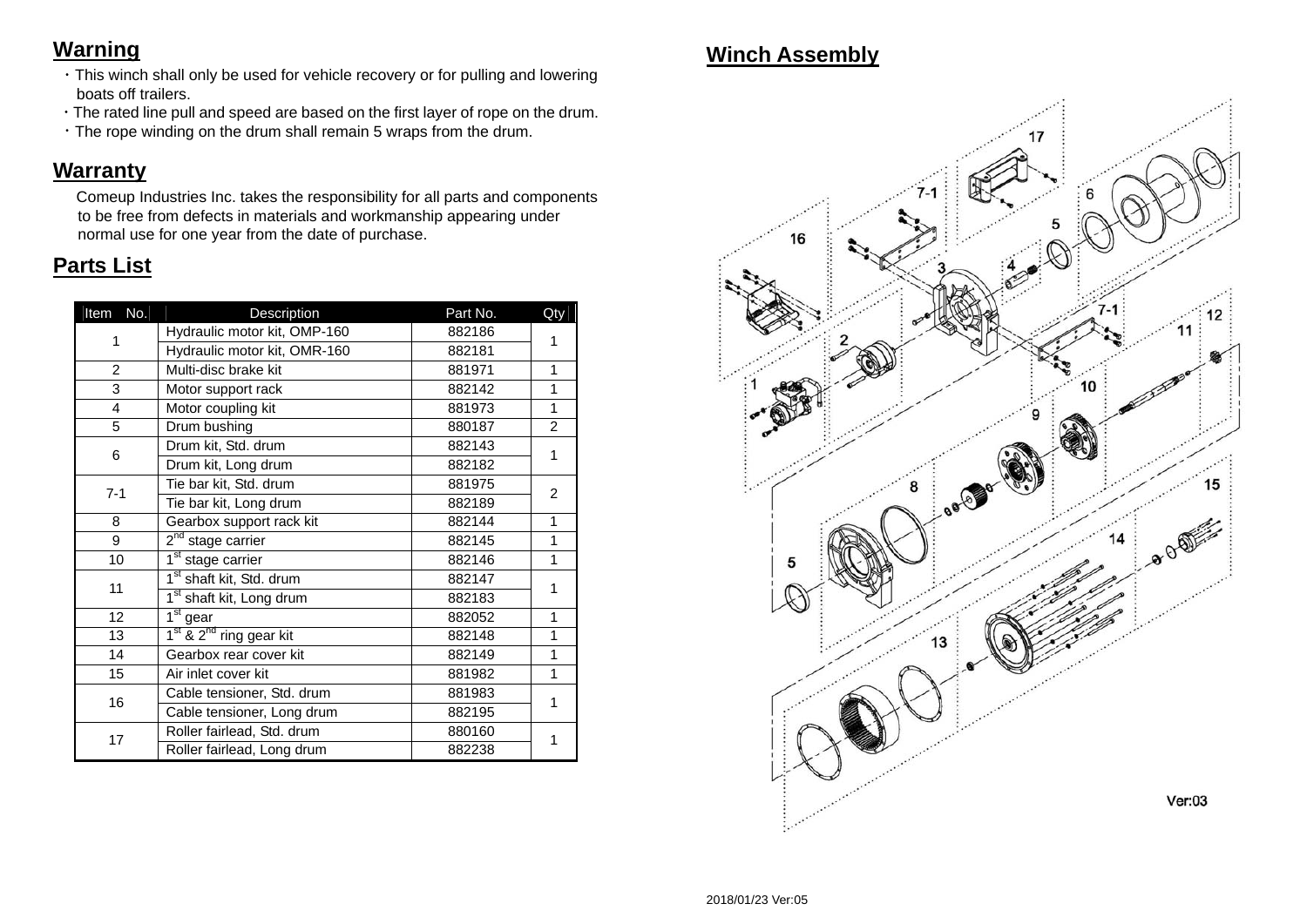## Warning

- This winch shall only be used for vehicle recovery or for pulling and lowering boats off trailers.
- The rated line pull and speed are based on the first layer of rope on the drum.
- The rope winding on the drum shall remain 5 wraps from the drum.

## Warranty

Comeup Industries Inc. takes the responsibility for all parts and components to be free from defects in materials and workmanship appearing under normal use for one year from the date of purchase.

## Parts List

| Item No. | Description | Part No. | Qty |
|---|---|---|---|
| 1 | Hydraulic motor kit, OMP-160 | 882186 | 1 |
| | Hydraulic motor kit, OMR-160 | 882181 | |
| 2 | Multi-disc brake kit | 881971 | 1 |
| 3 | Motor support rack | 882142 | 1 |
| 4 | Motor coupling kit | 881973 | 1 |
| 5 | Drum bushing | 880187 | 2 |
| 6 | Drum kit, Std. drum | 882143 | 1 |
| | Drum kit, Long drum | 882182 | |
| 7-1 | Tie bar kit, Std. drum | 881975 | 2 |
| | Tie bar kit, Long drum | 882189 | |
| 8 | Gearbox support rack kit | 882144 | 1 |
| 9 | 2nd stage carrier | 882145 | 1 |
| 10 | 1st stage carrier | 882146 | 1 |
| 11 | 1st shaft kit, Std. drum | 882147 | 1 |
| | 1st shaft kit, Long drum | 882183 | |
| 12 | 1st gear | 882052 | 1 |
| 13 | 1st & 2nd ring gear kit | 882148 | 1 |
| 14 | Gearbox rear cover kit | 882149 | 1 |
| 15 | Air inlet cover kit | 881982 | 1 |
| 16 | Cable tensioner, Std. drum | 881983 | 1 |
| | Cable tensioner, Long drum | 882195 | |
| 17 | Roller fairlead, Std. drum | 880160 | 1 |
| | Roller fairlead, Long drum | 882238 | |

## Winch Assembly

17
7-1
6
16
5
3
4
7-1
12
11
2
1
10
9
8
15
5
14
13
Ver:03

2018/01/23 Ver:05